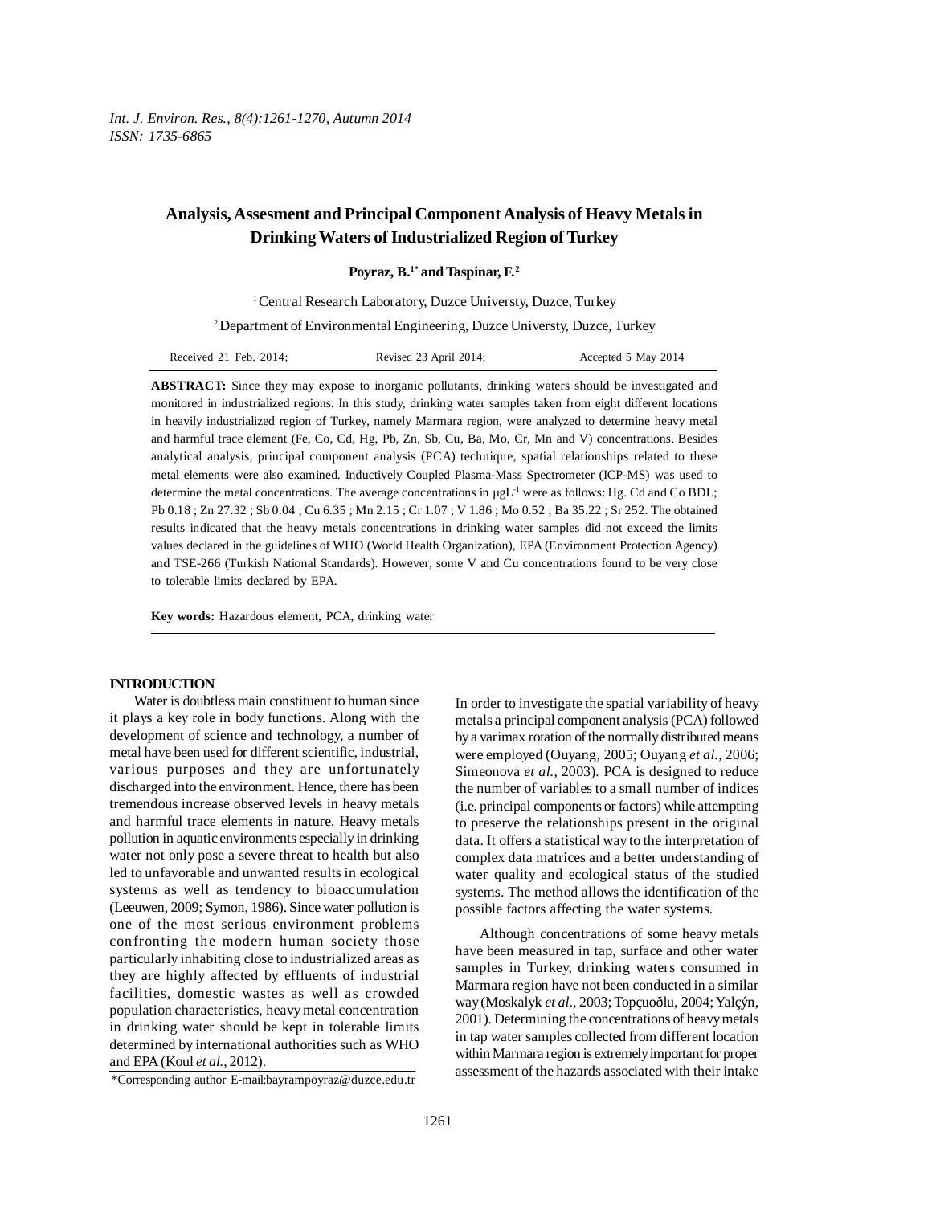# Analysis, Assesment and Principal Component Analysis of Heavy Metals in Drinking Waters of Industrialized Region of Turkey

**Poyraz, B.[1*] and Taspinar, F.[2]**

[1] Central Research Laboratory, Duzce Universty, Duzce, Turkey

[2] Department of Environmental Engineering, Duzce Universty, Duzce, Turkey

Received 21 Feb. 2014; Revised 23 April 2014; Accepted 5 May 2014

**ABSTRACT:** Since they may expose to inorganic pollutants, drinking waters should be investigated and monitored in industrialized regions. In this study, drinking water samples taken from eight different locations in heavily industrialized region of Turkey, namely Marmara region, were analyzed to determine heavy metal and harmful trace element (Fe, Co, Cd, Hg, Pb, Zn, Sb, Cu, Ba, Mo, Cr, Mn and V) concentrations. Besides analytical analysis, principal component analysis (PCA) technique, spatial relationships related to these metal elements were also examined. Inductively Coupled Plasma-Mass Spectrometer (ICP-MS) was used to determine the metal concentrations. The average concentrations in $\mu gL^{-1}$ were as follows: Hg. Cd and Co BDL; Pb 0.18 ; Zn 27.32 ; Sb 0.04 ; Cu 6.35 ; Mn 2.15 ; Cr 1.07 ; V 1.86 ; Mo 0.52 ; Ba 35.22 ; Sr 252. The obtained results indicated that the heavy metals concentrations in drinking water samples did not exceed the limits values declared in the guidelines of WHO (World Health Organization), EPA (Environment Protection Agency) and TSE-266 (Turkish National Standards). However, some V and Cu concentrations found to be very close to tolerable limits declared by EPA.

**Key words:** Hazardous element, PCA, drinking water

## INTRODUCTION

Water is doubtless main constituent to human since it plays a key role in body functions. Along with the development of science and technology, a number of metal have been used for different scientific, industrial, various purposes and they are unfortunately discharged into the environment. Hence, there has been tremendous increase observed levels in heavy metals and harmful trace elements in nature. Heavy metals pollution in aquatic environments especially in drinking water not only pose a severe threat to health but also led to unfavorable and unwanted results in ecological systems as well as tendency to bioaccumulation (Leeuwen, 2009; Symon, 1986). Since water pollution is one of the most serious environment problems confronting the modern human society those particularly inhabiting close to industrialized areas as they are highly affected by effluents of industrial facilities, domestic wastes as well as crowded population characteristics, heavy metal concentration in drinking water should be kept in tolerable limits determined by international authorities such as WHO and EPA (Koul *et al.,* 2012).

In order to investigate the spatial variability of heavy metals a principal component analysis (PCA) followed by a varimax rotation of the normally distributed means were employed (Ouyang, 2005; Ouyang *et al.,* 2006; Simeonova *et al.,* 2003). PCA is designed to reduce the number of variables to a small number of indices (i.e. principal components or factors) while attempting to preserve the relationships present in the original data. It offers a statistical way to the interpretation of complex data matrices and a better understanding of water quality and ecological status of the studied systems. The method allows the identification of the possible factors affecting the water systems.

Although concentrations of some heavy metals have been measured in tap, surface and other water samples in Turkey, drinking waters consumed in Marmara region have not been conducted in a similar way (Moskalyk *et al.*, 2003; Topçuoðlu, 2004; Yalçýn, 2001). Determining the concentrations of heavy metals in tap water samples collected from different location within Marmara region is extremely important for proper assessment of the hazards associated with their intake

*Corresponding author E-mail:bayrampoyraz@duzce.edu.tr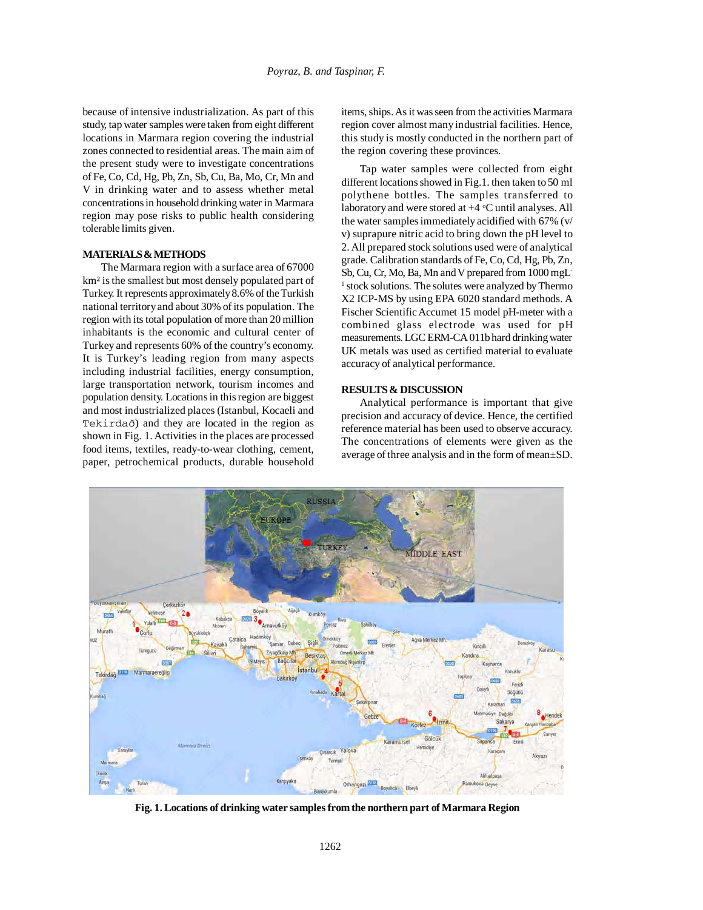because of intensive industrialization. As part of this study, tap water samples were taken from eight different locations in Marmara region covering the industrial zones connected to residential areas. The main aim of the present study were to investigate concentrations of Fe, Co, Cd, Hg, Pb, Zn, Sb, Cu, Ba, Mo, Cr, Mn and V in drinking water and to assess whether metal concentrations in household drinking water in Marmara region may pose risks to public health considering tolerable limits given.

## MATERIALS & METHODS

The Marmara region with a surface area of 67000 km² is the smallest but most densely populated part of Turkey. It represents approximately 8.6% of the Turkish national territory and about 30% of its population. The region with its total population of more than 20 million inhabitants is the economic and cultural center of Turkey and represents 60% of the country's economy. It is Turkey's leading region from many aspects including industrial facilities, energy consumption, large transportation network, tourism incomes and population density. Locations in this region are biggest and most industrialized places (Istanbul, Kocaeli and Tekirdað) and they are located in the region as shown in Fig. 1. Activities in the places are processed food items, textiles, ready-to-wear clothing, cement, paper, petrochemical products, durable household items, ships. As it was seen from the activities Marmara region cover almost many industrial facilities. Hence, this study is mostly conducted in the northern part of the region covering these provinces.

Tap water samples were collected from eight different locations showed in Fig.1. then taken to 50 ml polythene bottles. The samples transferred to laboratory and were stored at +4 °C until analyses. All the water samples immediately acidified with 67% (v/v) suprapure nitric acid to bring down the pH level to 2. All prepared stock solutions used were of analytical grade. Calibration standards of Fe, Co, Cd, Hg, Pb, Zn, Sb, Cu, Cr, Mo, Ba, Mn and V prepared from 1000 mgL$^{-1}$ stock solutions. The solutes were analyzed by Thermo X2 ICP-MS by using EPA 6020 standard methods. A Fischer Scientific Accumet 15 model pH-meter with a combined glass electrode was used for pH measurements. LGC ERM-CA 011b hard drinking water UK metals was used as certified material to evaluate accuracy of analytical performance.

## RESULTS & DISCUSSION

Analytical performance is important that give precision and accuracy of device. Hence, the certified reference material has been used to observe accuracy. The concentrations of elements were given as the average of three analysis and in the form of mean±SD.

**Fig. 1. Locations of drinking water samples from the northern part of Marmara Region**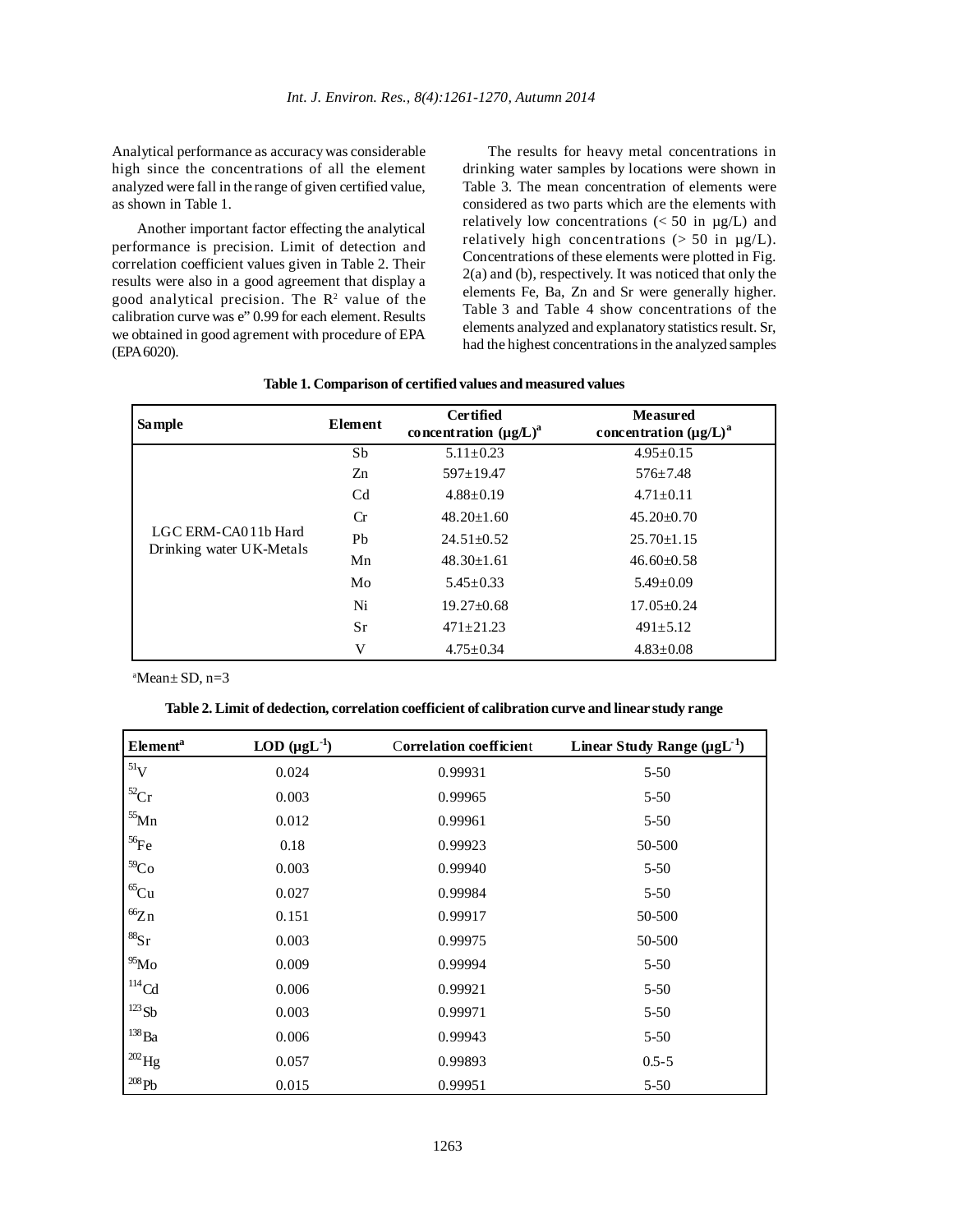Analytical performance as accuracy was considerable high since the concentrations of all the element analyzed were fall in the range of given certified value, as shown in Table 1.

Another important factor effecting the analytical performance is precision. Limit of detection and correlation coefficient values given in Table 2. Their results were also in a good agreement that display a good analytical precision. The $R^2$ value of the calibration curve was e" 0.99 for each element. Results we obtained in good agrement with procedure of EPA (EPA 6020).

The results for heavy metal concentrations in drinking water samples by locations were shown in Table 3. The mean concentration of elements were considered as two parts which are the elements with relatively low concentrations (< 50 in µg/L) and relatively high concentrations (> 50 in µg/L). Concentrations of these elements were plotted in Fig. 2(a) and (b), respectively. It was noticed that only the elements Fe, Ba, Zn and Sr were generally higher. Table 3 and Table 4 show concentrations of the elements analyzed and explanatory statistics result. Sr, had the highest concentrations in the analyzed samples

**Table 1. Comparison of certified values and measured values**

| Sample | Element | Certified concentration (µg/L)[a] | Measured concentration (µg/L)[a] |
|---|---|---|---|
| LGC ERM-CA011b Hard Drinking water UK-Metals | Sb | 5.11±0.23 | 4.95±0.15 |
| | Zn | 597±19.47 | 576±7.48 |
| | Cd | 4.88±0.19 | 4.71±0.11 |
| | Cr | 48.20±1.60 | 45.20±0.70 |
| | Pb | 24.51±0.52 | 25.70±1.15 |
| | Mn | 48.30±1.61 | 46.60±0.58 |
| | Mo | 5.45±0.33 | 5.49±0.09 |
| | Ni | 19.27±0.68 | 17.05±0.24 |
| | Sr | 471±21.23 | 491±5.12 |
| | V | 4.75±0.34 | 4.83±0.08 |

[a]Mean± SD, n=3

**Table 2. Limit of dedection, correlation coefficient of calibration curve and linear study range**

| Element[a] | LOD ($\mu gL^{-1}$) | Correlation coefficient | Linear Study Range ($\mu gL^{-1}$) |
|---|---|---|---|
| $^{51}V$ | 0.024 | 0.99931 | 5-50 |
| $^{52}Cr$ | 0.003 | 0.99965 | 5-50 |
| $^{55}Mn$ | 0.012 | 0.99961 | 5-50 |
| $^{56}Fe$ | 0.18 | 0.99923 | 50-500 |
| $^{59}Co$ | 0.003 | 0.99940 | 5-50 |
| $^{65}Cu$ | 0.027 | 0.99984 | 5-50 |
| $^{66}Zn$ | 0.151 | 0.99917 | 50-500 |
| $^{88}Sr$ | 0.003 | 0.99975 | 50-500 |
| $^{95}Mo$ | 0.009 | 0.99994 | 5-50 |
| $^{114}Cd$ | 0.006 | 0.99921 | 5-50 |
| $^{123}Sb$ | 0.003 | 0.99971 | 5-50 |
| $^{138}Ba$ | 0.006 | 0.99943 | 5-50 |
| $^{202}Hg$ | 0.057 | 0.99893 | 0.5-5 |
| $^{208}Pb$ | 0.015 | 0.99951 | 5-50 |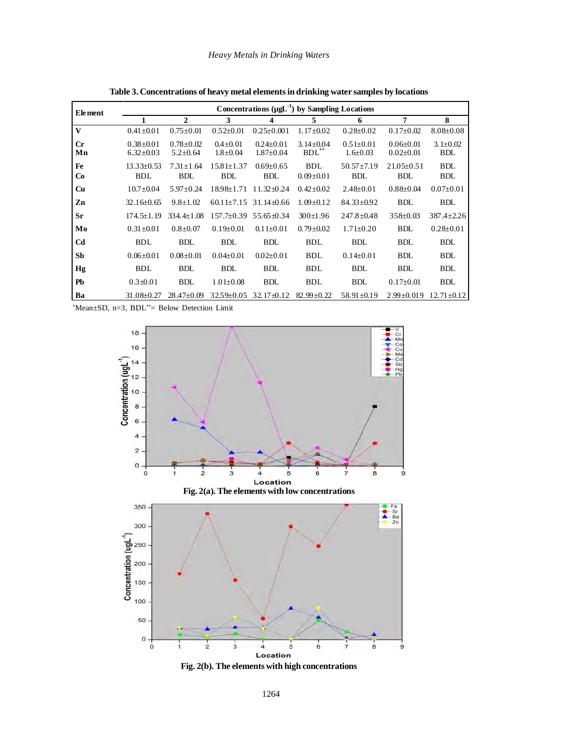**Table 3. Concentrations of heavy metal elements in drinking water samples by locations**

| Element | Concentrations (μgL$^{-1}$) by Sampling Locations | | | | | | | |
|---|---|---|---|---|---|---|---|---|
| | 1 | 2 | 3 | 4 | 5 | 6 | 7 | 8 |
| V | 0.41±0.01 | 0.75±0.01 | 0.52±0.01 | 0.25±0.001 | 1.17±0.02 | 0.28±0.02 | 0.17±0.02 | 8.08±0.08 |
| Cr | 0.38±0.01 | 0.78±0.02 | 0.4±0.01 | 0.24±0.01 | 3.14±0.04 | 0.51±0.01 | 0.06±0.01 | 3.1±0.02 |
| Mn | 6.32±0.03 | 5.2±0.64 | 1.8±0.04 | 1.87±0.04 | BDL** | 1.6±0.03 | 0.02±0.01 | BDL |
| Fe | 13.33±0.53 | 7.31±1.64 | 15.81±1.37 | 0.69±0.65 | BDL | 50.57±7.19 | 21.05±0.51 | BDL |
| Co | BDL | BDL | BDL | BDL | 0.09±0.01 | BDL | BDL | BDL |
| Cu | 10.7±0.04 | 5.97±0.24 | 18.98±1.71 | 11.32±0.24 | 0.42±0.02 | 2.48±0.01 | 0.88±0.04 | 0.07±0.01 |
| Zn | 32.16±0.65 | 9.8±1.02 | 60.11±7.15 | 31.14±0.66 | 1.09±0.12 | 84.33±0.92 | BDL | BDL |
| Sr | 174.5±1.19 | 334.4±1.08 | 157.7±0.39 | 55.65±0.34 | 300±1.96 | 247.8±0.48 | 358±0.03 | 387.4±2.26 |
| Mo | 0.31±0.01 | 0.8±0.07 | 0.19±0.01 | 0.11±0.01 | 0.79±0.02 | 1.71±0.20 | BDL | 0.28±0.01 |
| Cd | BDL | BDL | BDL | BDL | BDL | BDL | BDL | BDL |
| Sb | 0.06±0.01 | 0.08±0.01 | 0.04±0.01 | 0.02±0.01 | BDL | 0.14±0.01 | BDL | BDL |
| Hg | BDL | BDL | BDL | BDL | BDL | BDL | BDL | BDL |
| Pb | 0.3±0.01 | BDL | 1.01±0.08 | BDL | BDL | BDL | 0.17±0.01 | BDL |
| Ba | 31.08±0.27 | 28.47±0.09 | 32.59±0.05 | 32.17±0.12 | 82.99±0.22 | 58.91±0.19 | 2.99±0.019 | 12.71±0.12 |

*Mean±SD, n=3, BDL**= Below Detection Limit

**Fig. 2(a). The elements with low concentrations**

**Fig. 2(b). The elements with high concentrations**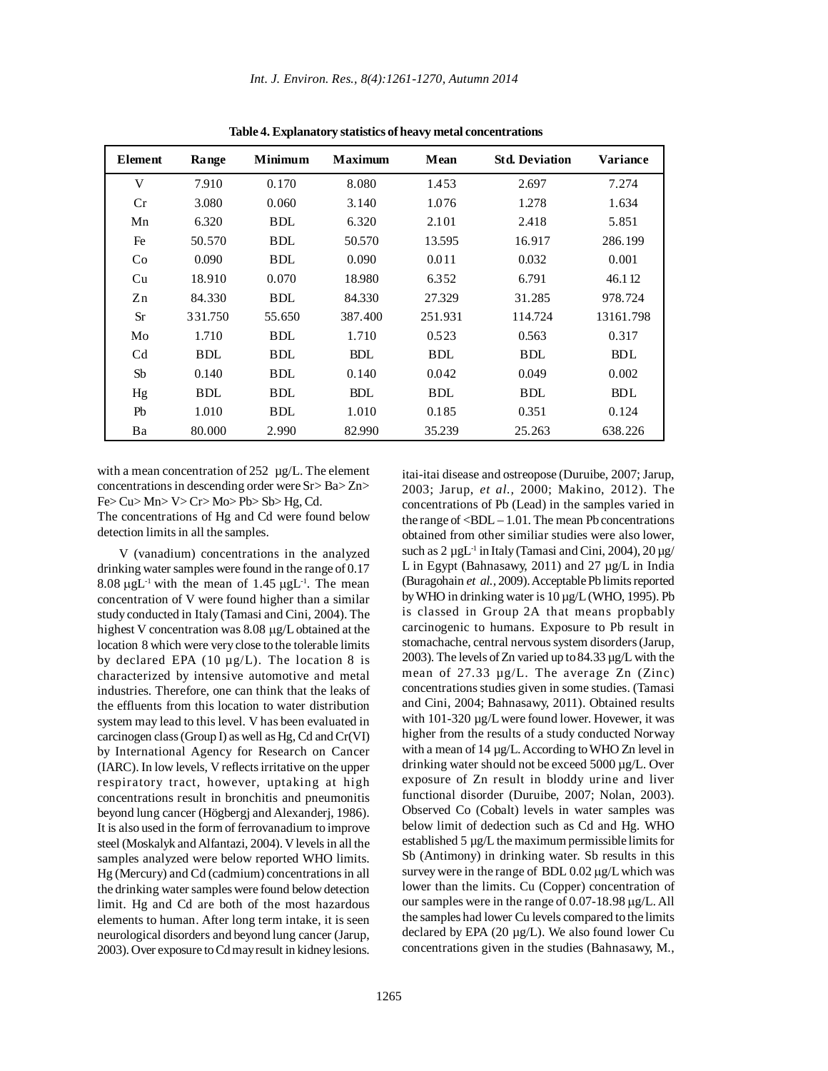**Table 4. Explanatory statistics of heavy metal concentrations**

| Element | Range | Minimum | Maximum | Mean | Std. Deviation | Variance |
|---|---|---|---|---|---|---|
| V | 7.910 | 0.170 | 8.080 | 1.453 | 2.697 | 7.274 |
| Cr | 3.080 | 0.060 | 3.140 | 1.076 | 1.278 | 1.634 |
| Mn | 6.320 | BDL | 6.320 | 2.101 | 2.418 | 5.851 |
| Fe | 50.570 | BDL | 50.570 | 13.595 | 16.917 | 286.199 |
| Co | 0.090 | BDL | 0.090 | 0.011 | 0.032 | 0.001 |
| Cu | 18.910 | 0.070 | 18.980 | 6.352 | 6.791 | 46.112 |
| Zn | 84.330 | BDL | 84.330 | 27.329 | 31.285 | 978.724 |
| Sr | 331.750 | 55.650 | 387.400 | 251.931 | 114.724 | 13161.798 |
| Mo | 1.710 | BDL | 1.710 | 0.523 | 0.563 | 0.317 |
| Cd | BDL | BDL | BDL | BDL | BDL | BDL |
| Sb | 0.140 | BDL | 0.140 | 0.042 | 0.049 | 0.002 |
| Hg | BDL | BDL | BDL | BDL | BDL | BDL |
| Pb | 1.010 | BDL | 1.010 | 0.185 | 0.351 | 0.124 |
| Ba | 80.000 | 2.990 | 82.990 | 35.239 | 25.263 | 638.226 |

with a mean concentration of 252 µg/L. The element concentrations in descending order were Sr> Ba> Zn> Fe> Cu> Mn> V> Cr> Mo> Pb> Sb> Hg, Cd.
The concentrations of Hg and Cd were found below detection limits in all the samples.

V (vanadium) concentrations in the analyzed drinking water samples were found in the range of 0.17 8.08 µgL$^{-1}$ with the mean of 1.45 µgL$^{-1}$. The mean concentration of V were found higher than a similar study conducted in Italy (Tamasi and Cini, 2004). The highest V concentration was 8.08 µg/L obtained at the location 8 which were very close to the tolerable limits by declared EPA (10 µg/L). The location 8 is characterized by intensive automotive and metal industries. Therefore, one can think that the leaks of the effluents from this location to water distribution system may lead to this level. V has been evaluated in carcinogen class (Group I) as well as Hg, Cd and Cr(VI) by International Agency for Research on Cancer (IARC). In low levels, V reflects irritative on the upper respiratory tract, however, uptaking at high concentrations result in bronchitis and pneumonitis beyond lung cancer (Högbergj and Alexanderj, 1986). It is also used in the form of ferrovanadium to improve steel (Moskalyk and Alfantazi, 2004). V levels in all the samples analyzed were below reported WHO limits. Hg (Mercury) and Cd (cadmium) concentrations in all the drinking water samples were found below detection limit. Hg and Cd are both of the most hazardous elements to human. After long term intake, it is seen neurological disorders and beyond lung cancer (Jarup, 2003). Over exposure to Cd may result in kidney lesions. itai-itai disease and ostreopose (Duruibe, 2007; Jarup, 2003; Jarup, *et al.,* 2000; Makino, 2012). The concentrations of Pb (Lead) in the samples varied in the range of <BDL – 1.01. The mean Pb concentrations obtained from other similiar studies were also lower, such as 2 µgL$^{-1}$ in Italy (Tamasi and Cini, 2004), 20 µg/L in Egypt (Bahnasawy, 2011) and 27 µg/L in India (Buragohain *et al.*, 2009). Acceptable Pb limits reported by WHO in drinking water is 10 µg/L (WHO, 1995). Pb is classed in Group 2A that means propbably carcinogenic to humans. Exposure to Pb result in stomachache, central nervous system disorders (Jarup, 2003). The levels of Zn varied up to 84.33 µg/L with the mean of 27.33 µg/L. The average Zn (Zinc) concentrations studies given in some studies. (Tamasi and Cini, 2004; Bahnasawy, 2011). Obtained results with 101-320 µg/L were found lower. Hovewer, it was higher from the results of a study conducted Norway with a mean of 14 µg/L. According to WHO Zn level in drinking water should not be exceed 5000 µg/L. Over exposure of Zn result in bloddy urine and liver functional disorder (Duruibe, 2007; Nolan, 2003). Observed Co (Cobalt) levels in water samples was below limit of dedection such as Cd and Hg. WHO established 5 µg/L the maximum permissible limits for Sb (Antimony) in drinking water. Sb results in this survey were in the range of BDL 0.02 µg/L which was lower than the limits. Cu (Copper) concentration of our samples were in the range of 0.07-18.98 µg/L. All the samples had lower Cu levels compared to the limits declared by EPA (20 µg/L). We also found lower Cu concentrations given in the studies (Bahnasawy, M.,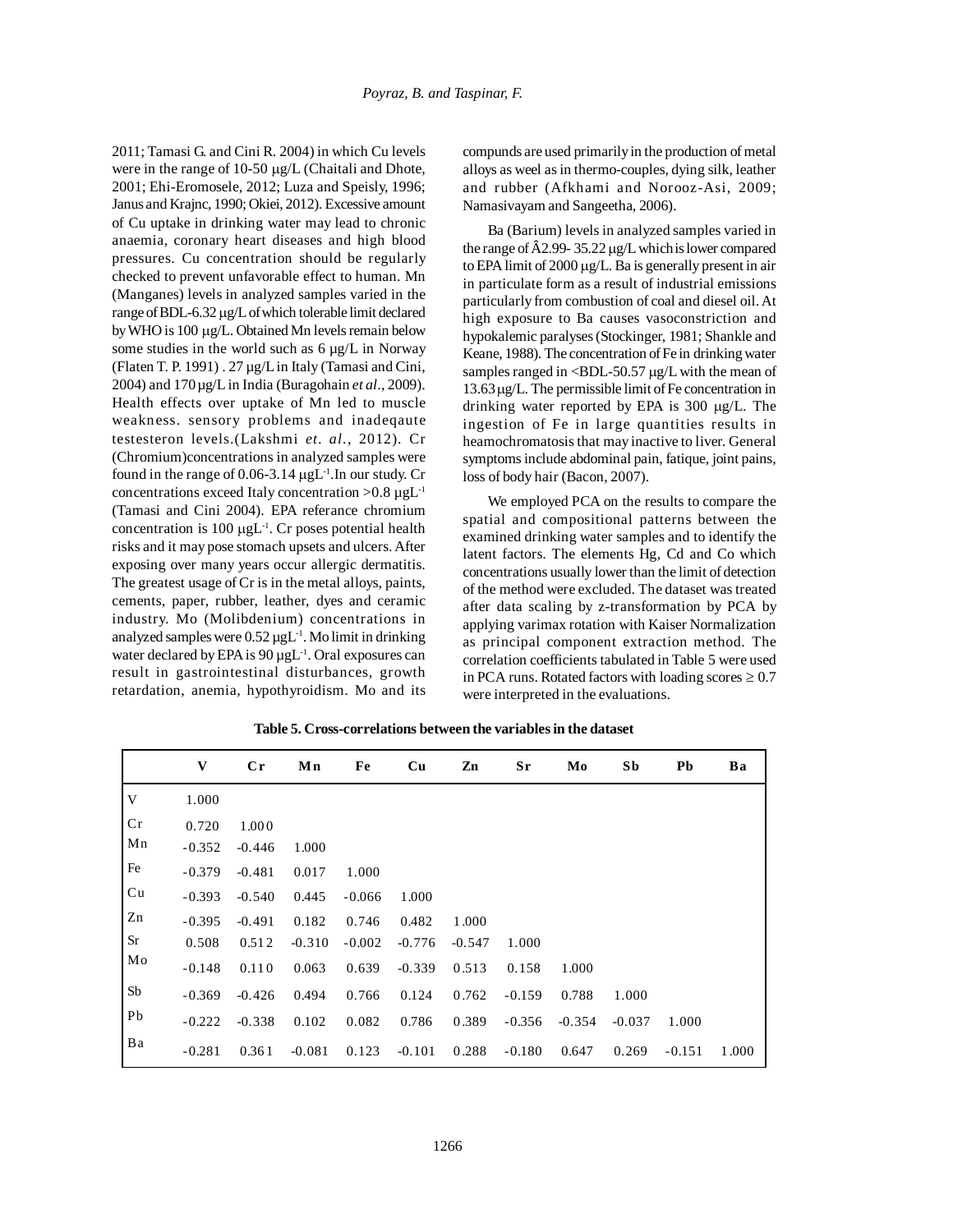2011; Tamasi G. and Cini R. 2004) in which Cu levels were in the range of 10-50 μg/L (Chaitali and Dhote, 2001; Ehi-Eromosele, 2012; Luza and Speisly, 1996; Janus and Krajnc, 1990; Okiei, 2012). Excessive amount of Cu uptake in drinking water may lead to chronic anaemia, coronary heart diseases and high blood pressures. Cu concentration should be regularly checked to prevent unfavorable effect to human. Mn (Manganes) levels in analyzed samples varied in the range of BDL-6.32 μg/L of which tolerable limit declared by WHO is 100 μg/L. Obtained Mn levels remain below some studies in the world such as 6 μg/L in Norway (Flaten T. P. 1991) . 27 μg/L in Italy (Tamasi and Cini, 2004) and 170 μg/L in India (Buragohain *et al*., 2009). Health effects over uptake of Mn led to muscle weakness. sensory problems and inadeqaute testesteron levels.(Lakshmi *et. al*., 2012). Cr (Chromium)concentrations in analyzed samples were found in the range of 0.06-3.14 $\mu gL^{-1}$.In our study. Cr concentrations exceed Italy concentration >0.8 $\mu gL^{-1}$ (Tamasi and Cini 2004). EPA referance chromium concentration is 100 $\mu gL^{-1}$. Cr poses potential health risks and it may pose stomach upsets and ulcers. After exposing over many years occur allergic dermatitis. The greatest usage of Cr is in the metal alloys, paints, cements, paper, rubber, leather, dyes and ceramic industry. Mo (Molibdenium) concentrations in analyzed samples were 0.52 $\mu gL^{-1}$. Mo limit in drinking water declared by EPA is 90 $\mu gL^{-1}$. Oral exposures can result in gastrointestinal disturbances, growth retardation, anemia, hypothyroidism. Mo and its compunds are used primarily in the production of metal alloys as weel as in thermo-couples, dying silk, leather and rubber (Afkhami and Norooz-Asi, 2009; Namasivayam and Sangeetha, 2006).

Ba (Barium) levels in analyzed samples varied in the range of Â2.99- 35.22 μg/L which is lower compared to EPA limit of 2000 μg/L. Ba is generally present in air in particulate form as a result of industrial emissions particularly from combustion of coal and diesel oil. At high exposure to Ba causes vasoconstriction and hypokalemic paralyses (Stockinger, 1981; Shankle and Keane, 1988). The concentration of Fe in drinking water samples ranged in <BDL-50.57 μg/L with the mean of 13.63 μg/L. The permissible limit of Fe concentration in drinking water reported by EPA is 300 μg/L. The ingestion of Fe in large quantities results in heamochromatosis that may inactive to liver. General symptoms include abdominal pain, fatique, joint pains, loss of body hair (Bacon, 2007).

We employed PCA on the results to compare the spatial and compositional patterns between the examined drinking water samples and to identify the latent factors. The elements Hg, Cd and Co which concentrations usually lower than the limit of detection of the method were excluded. The dataset was treated after data scaling by z-transformation by PCA by applying varimax rotation with Kaiser Normalization as principal component extraction method. The correlation coefficients tabulated in Table 5 were used in PCA runs. Rotated factors with loading scores ≥ 0.7 were interpreted in the evaluations.

**Table 5. Cross-correlations between the variables in the dataset**

| | V | Cr | Mn | Fe | Cu | Zn | Sr | Mo | Sb | Pb | Ba |
|---|---|---|---|---|---|---|---|---|---|---|---|
| V | 1.000 | | | | | | | | | | |
| Cr | 0.720 | 1.000 | | | | | | | | | |
| Mn | -0.352 | -0.446 | 1.000 | | | | | | | | |
| Fe | -0.379 | -0.481 | 0.017 | 1.000 | | | | | | | |
| Cu | -0.393 | -0.540 | 0.445 | -0.066 | 1.000 | | | | | | |
| Zn | -0.395 | -0.491 | 0.182 | 0.746 | 0.482 | 1.000 | | | | | |
| Sr | 0.508 | 0.512 | -0.310 | -0.002 | -0.776 | -0.547 | 1.000 | | | | |
| Mo | -0.148 | 0.110 | 0.063 | 0.639 | -0.339 | 0.513 | 0.158 | 1.000 | | | |
| Sb | -0.369 | -0.426 | 0.494 | 0.766 | 0.124 | 0.762 | -0.159 | 0.788 | 1.000 | | |
| Pb | -0.222 | -0.338 | 0.102 | 0.082 | 0.786 | 0.389 | -0.356 | -0.354 | -0.037 | 1.000 | |
| Ba | -0.281 | 0.361 | -0.081 | 0.123 | -0.101 | 0.288 | -0.180 | 0.647 | 0.269 | -0.151 | 1.000 |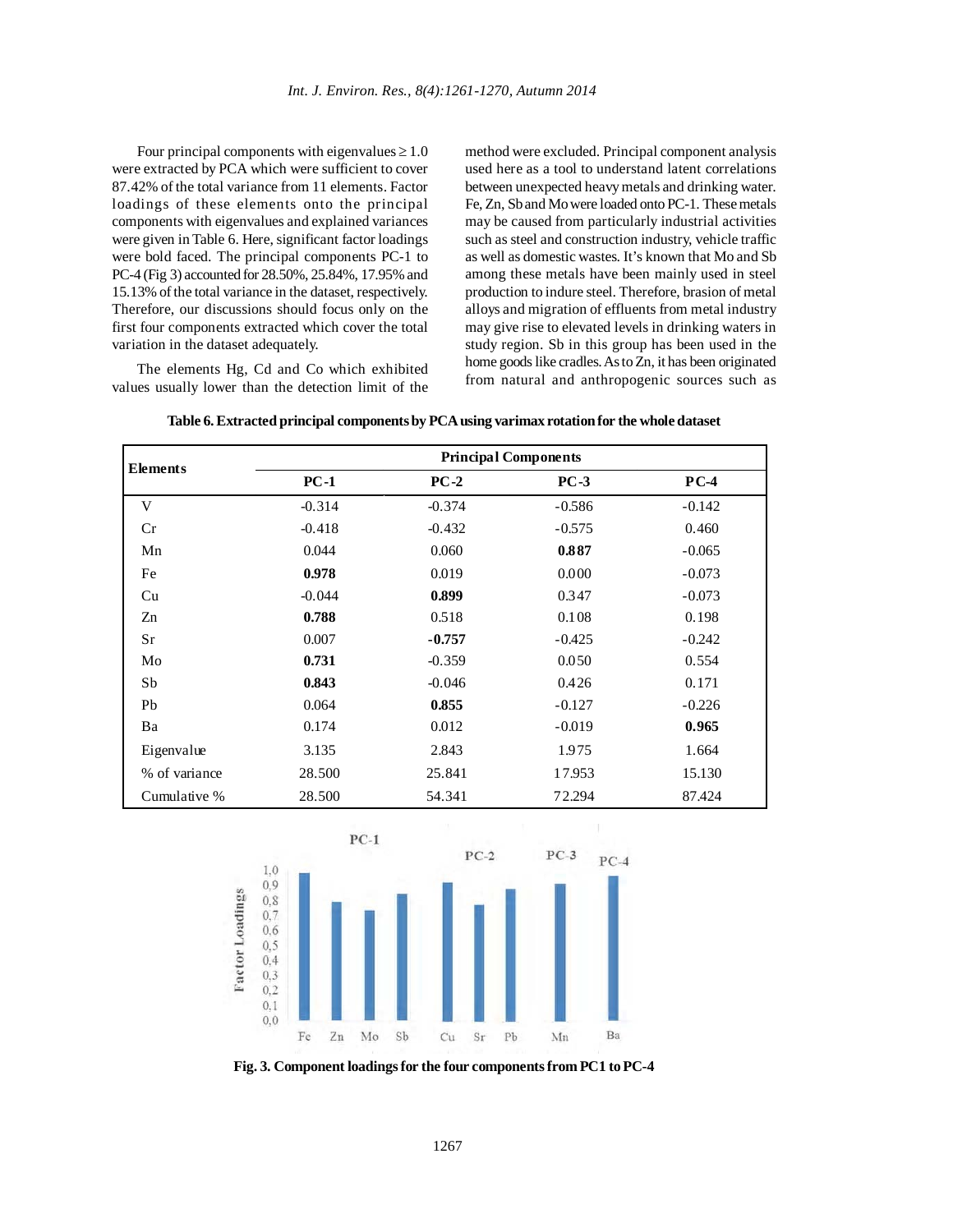Four principal components with eigenvalues ≥ 1.0 were extracted by PCA which were sufficient to cover 87.42% of the total variance from 11 elements. Factor loadings of these elements onto the principal components with eigenvalues and explained variances were given in Table 6. Here, significant factor loadings were bold faced. The principal components PC-1 to PC-4 (Fig 3) accounted for 28.50%, 25.84%, 17.95% and 15.13% of the total variance in the dataset, respectively. Therefore, our discussions should focus only on the first four components extracted which cover the total variation in the dataset adequately.

The elements Hg, Cd and Co which exhibited values usually lower than the detection limit of the method were excluded. Principal component analysis used here as a tool to understand latent correlations between unexpected heavy metals and drinking water. Fe, Zn, Sb and Mo were loaded onto PC-1. These metals may be caused from particularly industrial activities such as steel and construction industry, vehicle traffic as well as domestic wastes. It's known that Mo and Sb among these metals have been mainly used in steel production to indure steel. Therefore, brasion of metal alloys and migration of effluents from metal industry may give rise to elevated levels in drinking waters in study region. Sb in this group has been used in the home goods like cradles. As to Zn, it has been originated from natural and anthropogenic sources such as

**Table 6. Extracted principal components by PCA using varimax rotation for the whole dataset**

| Elements | Principal Components | | | |
|---|---|---|---|---|
| | **PC-1** | **PC-2** | **PC-3** | **PC-4** |
| V | -0.314 | -0.374 | -0.586 | -0.142 |
| Cr | -0.418 | -0.432 | -0.575 | 0.460 |
| Mn | 0.044 | 0.060 | **0.887** | -0.065 |
| Fe | **0.978** | 0.019 | 0.000 | -0.073 |
| Cu | -0.044 | **0.899** | 0.347 | -0.073 |
| Zn | **0.788** | 0.518 | 0.108 | 0.198 |
| Sr | 0.007 | **-0.757** | -0.425 | -0.242 |
| Mo | **0.731** | -0.359 | 0.050 | 0.554 |
| Sb | **0.843** | -0.046 | 0.426 | 0.171 |
| Pb | 0.064 | **0.855** | -0.127 | -0.226 |
| Ba | 0.174 | 0.012 | -0.019 | **0.965** |
| Eigenvalue | 3.135 | 2.843 | 1.975 | 1.664 |
| % of variance | 28.500 | 25.841 | 17.953 | 15.130 |
| Cumulative % | 28.500 | 54.341 | 72.294 | 87.424 |

**Fig. 3. Component loadings for the four components from PC1 to PC-4**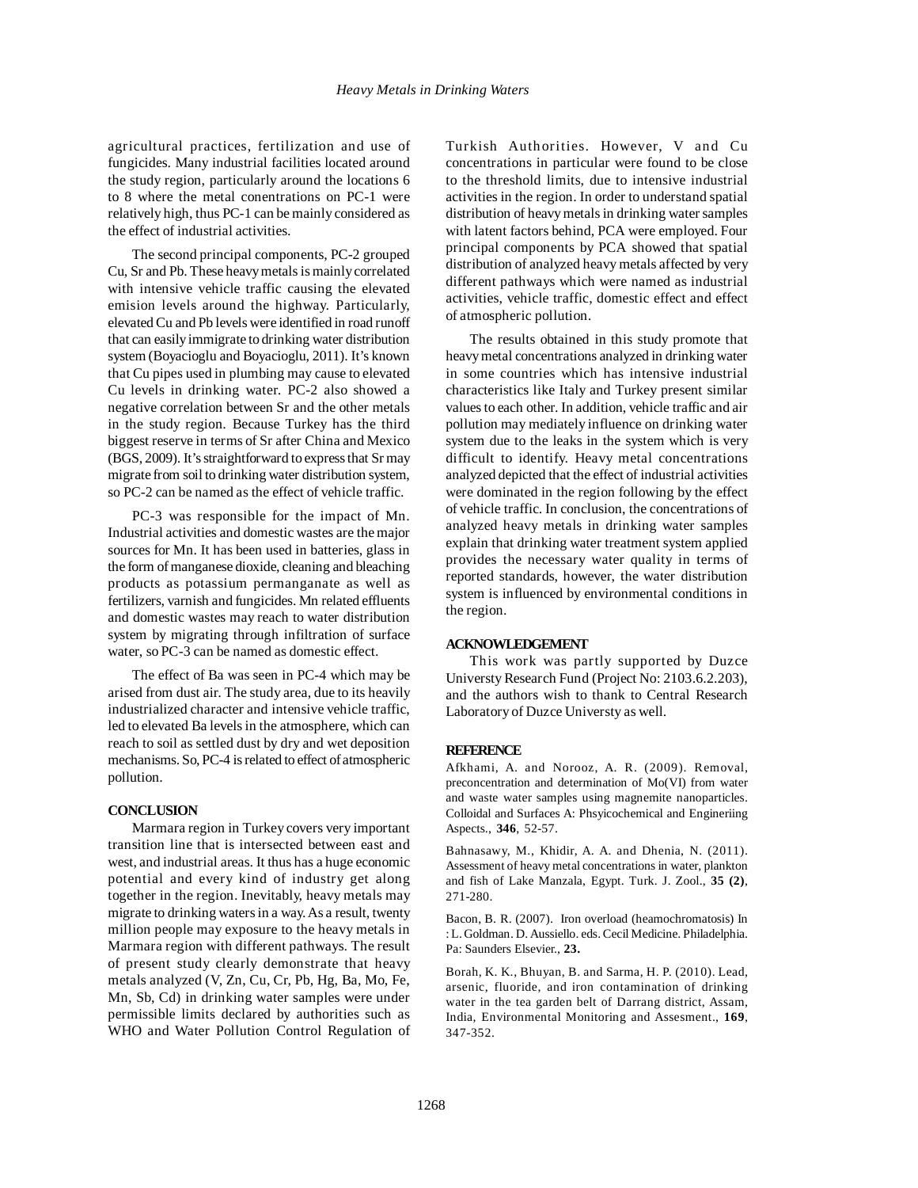agricultural practices, fertilization and use of fungicides. Many industrial facilities located around the study region, particularly around the locations 6 to 8 where the metal conentrations on PC-1 were relatively high, thus PC-1 can be mainly considered as the effect of industrial activities.

The second principal components, PC-2 grouped Cu, Sr and Pb. These heavy metals is mainly correlated with intensive vehicle traffic causing the elevated emision levels around the highway. Particularly, elevated Cu and Pb levels were identified in road runoff that can easily immigrate to drinking water distribution system (Boyacioglu and Boyacioglu, 2011). It's known that Cu pipes used in plumbing may cause to elevated Cu levels in drinking water. PC-2 also showed a negative correlation between Sr and the other metals in the study region. Because Turkey has the third biggest reserve in terms of Sr after China and Mexico (BGS, 2009). It's straightforward to express that Sr may migrate from soil to drinking water distribution system, so PC-2 can be named as the effect of vehicle traffic.

PC-3 was responsible for the impact of Mn. Industrial activities and domestic wastes are the major sources for Mn. It has been used in batteries, glass in the form of manganese dioxide, cleaning and bleaching products as potassium permanganate as well as fertilizers, varnish and fungicides. Mn related effluents and domestic wastes may reach to water distribution system by migrating through infiltration of surface water, so PC-3 can be named as domestic effect.

The effect of Ba was seen in PC-4 which may be arised from dust air. The study area, due to its heavily industrialized character and intensive vehicle traffic, led to elevated Ba levels in the atmosphere, which can reach to soil as settled dust by dry and wet deposition mechanisms. So, PC-4 is related to effect of atmospheric pollution.

## CONCLUSION

Marmara region in Turkey covers very important transition line that is intersected between east and west, and industrial areas. It thus has a huge economic potential and every kind of industry get along together in the region. Inevitably, heavy metals may migrate to drinking waters in a way. As a result, twenty million people may exposure to the heavy metals in Marmara region with different pathways. The result of present study clearly demonstrate that heavy metals analyzed (V, Zn, Cu, Cr, Pb, Hg, Ba, Mo, Fe, Mn, Sb, Cd) in drinking water samples were under permissible limits declared by authorities such as WHO and Water Pollution Control Regulation of Turkish Authorities. However, V and Cu concentrations in particular were found to be close to the threshold limits, due to intensive industrial activities in the region. In order to understand spatial distribution of heavy metals in drinking water samples with latent factors behind, PCA were employed. Four principal components by PCA showed that spatial distribution of analyzed heavy metals affected by very different pathways which were named as industrial activities, vehicle traffic, domestic effect and effect of atmospheric pollution.

The results obtained in this study promote that heavy metal concentrations analyzed in drinking water in some countries which has intensive industrial characteristics like Italy and Turkey present similar values to each other. In addition, vehicle traffic and air pollution may mediately influence on drinking water system due to the leaks in the system which is very difficult to identify. Heavy metal concentrations analyzed depicted that the effect of industrial activities were dominated in the region following by the effect of vehicle traffic. In conclusion, the concentrations of analyzed heavy metals in drinking water samples explain that drinking water treatment system applied provides the necessary water quality in terms of reported standards, however, the water distribution system is influenced by environmental conditions in the region.

## ACKNOWLEDGEMENT

This work was partly supported by Duzce Universty Research Fund (Project No: 2103.6.2.203), and the authors wish to thank to Central Research Laboratory of Duzce Universty as well.

## REFERENCE

Afkhami, A. and Norooz, A. R. (2009). Removal, preconcentration and determination of Mo(VI) from water and waste water samples using magnemite nanoparticles. Colloidal and Surfaces A: Phsyicochemical and Engineriing Aspects., **346**, 52-57.

Bahnasawy, M., Khidir, A. A. and Dhenia, N. (2011). Assessment of heavy metal concentrations in water, plankton and fish of Lake Manzala, Egypt. Turk. J. Zool., **35 (2)**, 271-280.

Bacon, B. R. (2007). Iron overload (heamochromatosis) In : L. Goldman. D. Aussiello. eds. Cecil Medicine. Philadelphia. Pa: Saunders Elsevier., **23.**

Borah, K. K., Bhuyan, B. and Sarma, H. P. (2010). Lead, arsenic, fluoride, and iron contamination of drinking water in the tea garden belt of Darrang district, Assam, India, Environmental Monitoring and Assesment., **169**, 347-352.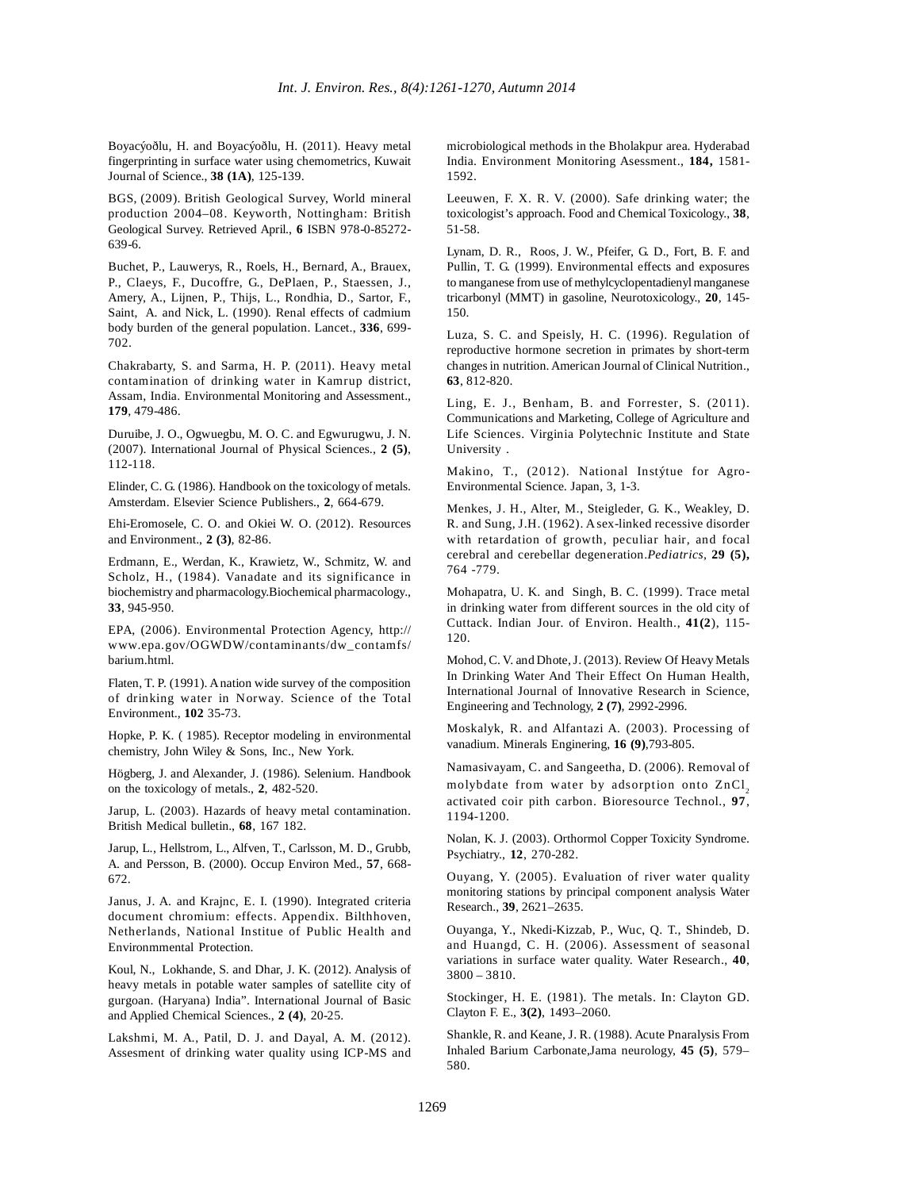Boyacýoðlu, H. and Boyacýoðlu, H. (2011). Heavy metal fingerprinting in surface water using chemometrics, Kuwait Journal of Science., **38 (1A)**, 125-139.

BGS, (2009). British Geological Survey, World mineral production 2004–08. Keyworth, Nottingham: British Geological Survey. Retrieved April., **6** ISBN 978-0-85272-639-6.

Buchet, P., Lauwerys, R., Roels, H., Bernard, A., Brauex, P., Claeys, F., Ducoffre, G., DePlaen, P., Staessen, J., Amery, A., Lijnen, P., Thijs, L., Rondhia, D., Sartor, F., Saint, A. and Nick, L. (1990). Renal effects of cadmium body burden of the general population. Lancet., **336**, 699-702.

Chakrabarty, S. and Sarma, H. P. (2011). Heavy metal contamination of drinking water in Kamrup district, Assam, India. Environmental Monitoring and Assessment., **179**, 479-486.

Duruibe, J. O., Ogwuegbu, M. O. C. and Egwurugwu, J. N. (2007). International Journal of Physical Sciences., **2 (5)**, 112-118.

Elinder, C. G. (1986). Handbook on the toxicology of metals. Amsterdam. Elsevier Science Publishers., **2**, 664-679.

Ehi-Eromosele, C. O. and Okiei W. O. (2012). Resources and Environment., **2 (3)**, 82-86.

Erdmann, E., Werdan, K., Krawietz, W., Schmitz, W. and Scholz, H., (1984). Vanadate and its significance in biochemistry and pharmacology.Biochemical pharmacology., **33**, 945-950.

EPA, (2006). Environmental Protection Agency, http://www.epa.gov/OGWDW/contaminants/dw_contamfs/barium.html.

Flaten, T. P. (1991). A nation wide survey of the composition of drinking water in Norway. Science of the Total Environment., **102** 35-73.

Hopke, P. K. ( 1985). Receptor modeling in environmental chemistry, John Wiley & Sons, Inc., New York.

Högberg, J. and Alexander, J. (1986). Selenium. Handbook on the toxicology of metals., **2**, 482-520.

Jarup, L. (2003). Hazards of heavy metal contamination. British Medical bulletin., **68**, 167 182.

Jarup, L., Hellstrom, L., Alfven, T., Carlsson, M. D., Grubb, A. and Persson, B. (2000). Occup Environ Med., **57**, 668-672.

Janus, J. A. and Krajnc, E. I. (1990). Integrated criteria document chromium: effects. Appendix. Bilthhoven, Netherlands, National Institue of Public Health and Environmmental Protection.

Koul, N., Lokhande, S. and Dhar, J. K. (2012). Analysis of heavy metals in potable water samples of satellite city of gurgoan. (Haryana) India". International Journal of Basic and Applied Chemical Sciences., **2 (4)**, 20-25.

Lakshmi, M. A., Patil, D. J. and Dayal, A. M. (2012). Assesment of drinking water quality using ICP-MS and microbiological methods in the Bholakpur area. Hyderabad India. Environment Monitoring Asessment., **184,** 1581-1592.

Leeuwen, F. X. R. V. (2000). Safe drinking water; the toxicologist's approach. Food and Chemical Toxicology., **38**, 51-58.

Lynam, D. R., Roos, J. W., Pfeifer, G. D., Fort, B. F. and Pullin, T. G. (1999). Environmental effects and exposures to manganese from use of methylcyclopentadienyl manganese tricarbonyl (MMT) in gasoline, Neurotoxicology., **20**, 145-150.

Luza, S. C. and Speisly, H. C. (1996). Regulation of reproductive hormone secretion in primates by short-term changes in nutrition. American Journal of Clinical Nutrition., **63**, 812-820.

Ling, E. J., Benham, B. and Forrester, S. (2011). Communications and Marketing, College of Agriculture and Life Sciences. Virginia Polytechnic Institute and State University .

Makino, T., (2012). National Instýtue for Agro-Environmental Science. Japan, 3, 1-3.

Menkes, J. H., Alter, M., Steigleder, G. K., Weakley, D. R. and Sung, J.H. (1962). A sex-linked recessive disorder with retardation of growth, peculiar hair, and focal cerebral and cerebellar degeneration.*Pediatrics*, **29 (5),** 764 -779.

Mohapatra, U. K. and Singh, B. C. (1999). Trace metal in drinking water from different sources in the old city of Cuttack. Indian Jour. of Environ. Health., **41(2**), 115-120.

Mohod, C. V. and Dhote, J. (2013). Review Of Heavy Metals In Drinking Water And Their Effect On Human Health, International Journal of Innovative Research in Science, Engineering and Technology, **2 (7)**, 2992-2996.

Moskalyk, R. and Alfantazi A. (2003). Processing of vanadium. Minerals Enginering, **16 (9)**,793-805.

Namasivayam, C. and Sangeetha, D. (2006). Removal of molybdate from water by adsorption onto $ZnCl_2$ activated coir pith carbon. Bioresource Technol., **97**, 1194-1200.

Nolan, K. J. (2003). Orthormol Copper Toxicity Syndrome. Psychiatry., **12**, 270-282.

Ouyang, Y. (2005). Evaluation of river water quality monitoring stations by principal component analysis Water Research., **39**, 2621–2635.

Ouyanga, Y., Nkedi-Kizzab, P., Wuc, Q. T., Shindeb, D. and Huangd, C. H. (2006). Assessment of seasonal variations in surface water quality. Water Research., **40**, 3800 – 3810.

Stockinger, H. E. (1981). The metals. In: Clayton GD. Clayton F. E., **3(2)**, 1493–2060.

Shankle, R. and Keane, J. R. (1988). Acute Pnaralysis From Inhaled Barium Carbonate,Jama neurology, **45 (5)**, 579–580.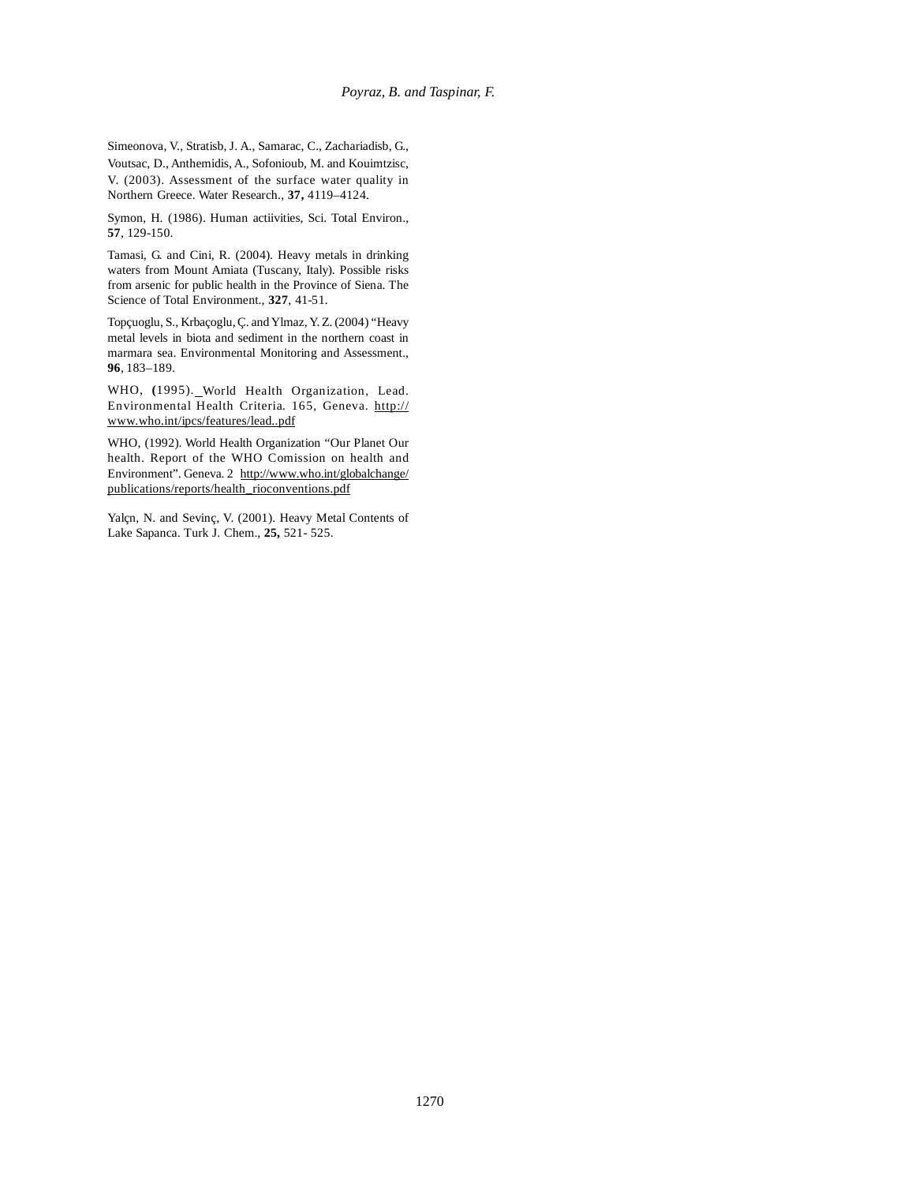Simeonova, V., Stratisb, J. A., Samarac, C., Zachariadisb, G., Voutsac, D., Anthemidis, A., Sofonioub, M. and Kouimtzisc, V. (2003). Assessment of the surface water quality in Northern Greece. Water Research., **37,** 4119–4124.

Symon, H. (1986). Human actiivities, Sci. Total Environ., **57**, 129-150.

Tamasi, G. and Cini, R. (2004). Heavy metals in drinking waters from Mount Amiata (Tuscany, Italy). Possible risks from arsenic for public health in the Province of Siena. The Science of Total Environment., **327**, 41-51.

Topçuoglu, S., Krbaçoglu, Ç. and Ylmaz, Y. Z. (2004) "Heavy metal levels in biota and sediment in the northern coast in marmara sea. Environmental Monitoring and Assessment., **96**, 183–189.

WHO, **(**1995). World Health Organization, Lead. Environmental Health Criteria. 165, Geneva. http://www.who.int/ipcs/features/lead..pdf

WHO, (1992). World Health Organization "Our Planet Our health. Report of the WHO Comission on health and Environment". Geneva. 2 http://www.who.int/globalchange/publications/reports/health_rioconventions.pdf

Yalçn, N. and Sevinç, V. (2001). Heavy Metal Contents of Lake Sapanca. Turk J. Chem., **25,** 521- 525.